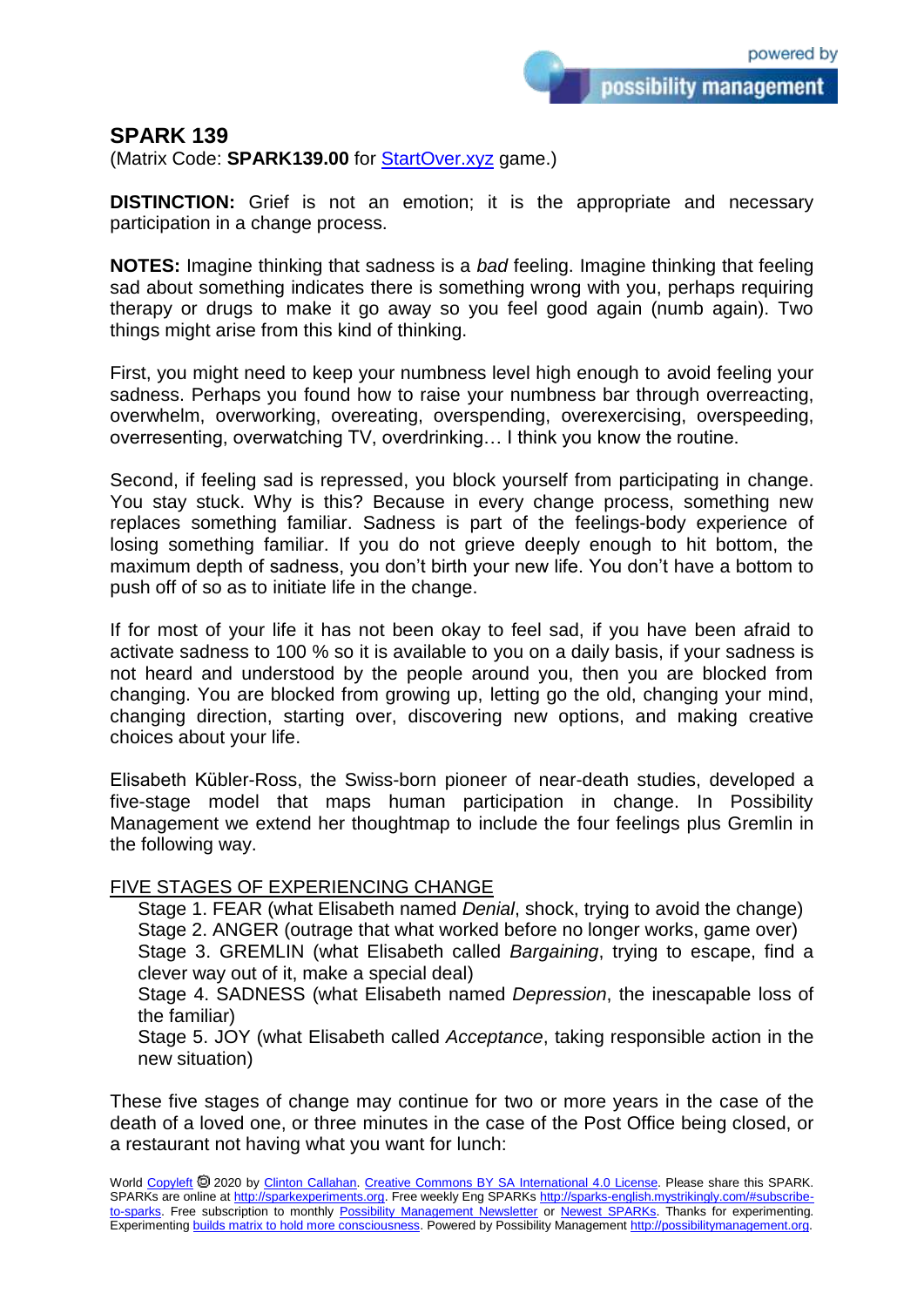# SPARK 139

(Matrix Code: **SPARK139.00** for StartOver.xyz game.)

**DISTINCTION:** Grief is not an emotion; it is the appropriate and necessary participation in a change process.

**NOTES:** Imagine thinking that sadness is a *bad* feeling. Imagine thinking that feeling sad about something indicates there is something wrong with you, perhaps requiring therapy or drugs to make it go away so you feel good again (numb again). Two things might arise from this kind of thinking.

First, you might need to keep your numbness level high enough to avoid feeling your sadness. Perhaps you found how to raise your numbness bar through overreacting, overwhelm, overworking, overeating, overspending, overexercising, overspeeding, overresenting, overwatching TV, overdrinking… I think you know the routine.

Second, if feeling sad is repressed, you block yourself from participating in change. You stay stuck. Why is this? Because in every change process, something new replaces something familiar. Sadness is part of the feelings-body experience of losing something familiar. If you do not grieve deeply enough to hit bottom, the maximum depth of sadness, you don't birth your new life. You don't have a bottom to push off of so as to initiate life in the change.

If for most of your life it has not been okay to feel sad, if you have been afraid to activate sadness to 100 % so it is available to you on a daily basis, if your sadness is not heard and understood by the people around you, then you are blocked from changing. You are blocked from growing up, letting go the old, changing your mind, changing direction, starting over, discovering new options, and making creative choices about your life.

Elisabeth Kübler-Ross, the Swiss-born pioneer of near-death studies, developed a five-stage model that maps human participation in change. In Possibility Management we extend her thoughtmap to include the four feelings plus Gremlin in the following way.

FIVE STAGES OF EXPERIENCING CHANGE

- Stage 1. FEAR (what Elisabeth named *Denial*, shock, trying to avoid the change)
- Stage 2. ANGER (outrage that what worked before no longer works, game over)
- Stage 3. GREMLIN (what Elisabeth called *Bargaining*, trying to escape, find a clever way out of it, make a special deal)
- Stage 4. SADNESS (what Elisabeth named *Depression*, the inescapable loss of the familiar)
- Stage 5. JOY (what Elisabeth called *Acceptance*, taking responsible action in the new situation)

These five stages of change may continue for two or more years in the case of the death of a loved one, or three minutes in the case of the Post Office being closed, or a restaurant not having what you want for lunch:

World Copyleft 🄯 2020 by Clinton Callahan. Creative Commons BY SA International 4.0 License. Please share this SPARK. SPARKs are online at http://sparkexperiments.org. Free weekly Eng SPARKs http://sparks-english.mystrikingly.com/#subscribe-to-sparks. Free subscription to monthly Possibility Management Newsletter or Newest SPARKs. Thanks for experimenting. Experimenting builds matrix to hold more consciousness. Powered by Possibility Management http://possibilitymanagement.org.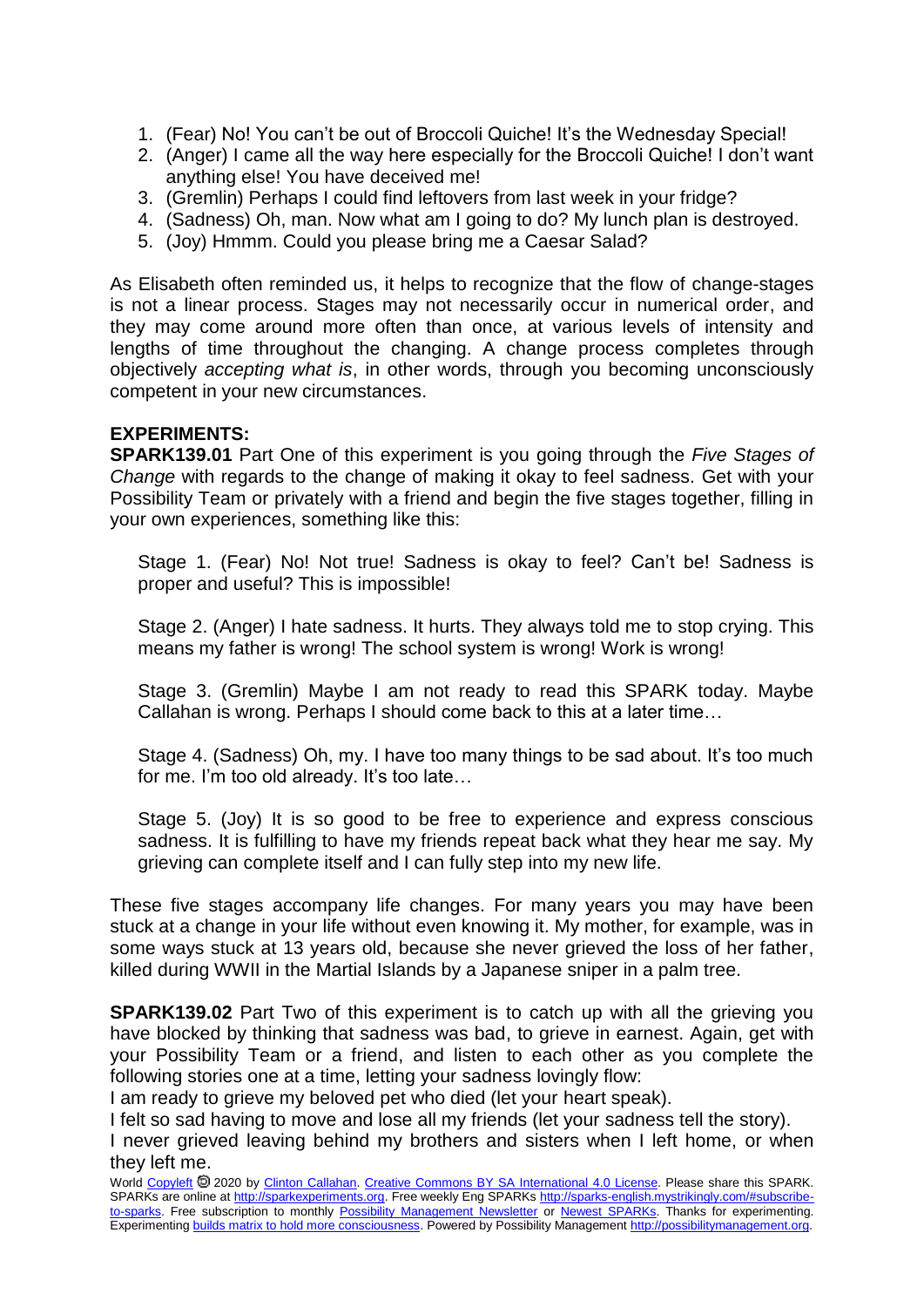1. (Fear) No! You can't be out of Broccoli Quiche! It's the Wednesday Special!
2. (Anger) I came all the way here especially for the Broccoli Quiche! I don't want anything else! You have deceived me!
3. (Gremlin) Perhaps I could find leftovers from last week in your fridge?
4. (Sadness) Oh, man. Now what am I going to do? My lunch plan is destroyed.
5. (Joy) Hmmm. Could you please bring me a Caesar Salad?

As Elisabeth often reminded us, it helps to recognize that the flow of change-stages is not a linear process. Stages may not necessarily occur in numerical order, and they may come around more often than once, at various levels of intensity and lengths of time throughout the changing. A change process completes through objectively *accepting what is*, in other words, through you becoming unconsciously competent in your new circumstances.

**EXPERIMENTS:**

**SPARK139.01** Part One of this experiment is you going through the *Five Stages of Change* with regards to the change of making it okay to feel sadness. Get with your Possibility Team or privately with a friend and begin the five stages together, filling in your own experiences, something like this:

> Stage 1. (Fear) No! Not true! Sadness is okay to feel? Can't be! Sadness is proper and useful? This is impossible!
>
> Stage 2. (Anger) I hate sadness. It hurts. They always told me to stop crying. This means my father is wrong! The school system is wrong! Work is wrong!
>
> Stage 3. (Gremlin) Maybe I am not ready to read this SPARK today. Maybe Callahan is wrong. Perhaps I should come back to this at a later time…
>
> Stage 4. (Sadness) Oh, my. I have too many things to be sad about. It's too much for me. I'm too old already. It's too late…
>
> Stage 5. (Joy) It is so good to be free to experience and express conscious sadness. It is fulfilling to have my friends repeat back what they hear me say. My grieving can complete itself and I can fully step into my new life.

These five stages accompany life changes. For many years you may have been stuck at a change in your life without even knowing it. My mother, for example, was in some ways stuck at 13 years old, because she never grieved the loss of her father, killed during WWII in the Martial Islands by a Japanese sniper in a palm tree.

**SPARK139.02** Part Two of this experiment is to catch up with all the grieving you have blocked by thinking that sadness was bad, to grieve in earnest. Again, get with your Possibility Team or a friend, and listen to each other as you complete the following stories one at a time, letting your sadness lovingly flow:

I am ready to grieve my beloved pet who died (let your heart speak).

I felt so sad having to move and lose all my friends (let your sadness tell the story).

I never grieved leaving behind my brothers and sisters when I left home, or when they left me.

World Copyleft 🄯 2020 by Clinton Callahan. Creative Commons BY SA International 4.0 License. Please share this SPARK. SPARKs are online at http://sparkexperiments.org. Free weekly Eng SPARKs http://sparks-english.mystrikingly.com/#subscribe-to-sparks. Free subscription to monthly Possibility Management Newsletter or Newest SPARKs. Thanks for experimenting. Experimenting builds matrix to hold more consciousness. Powered by Possibility Management http://possibilitymanagement.org.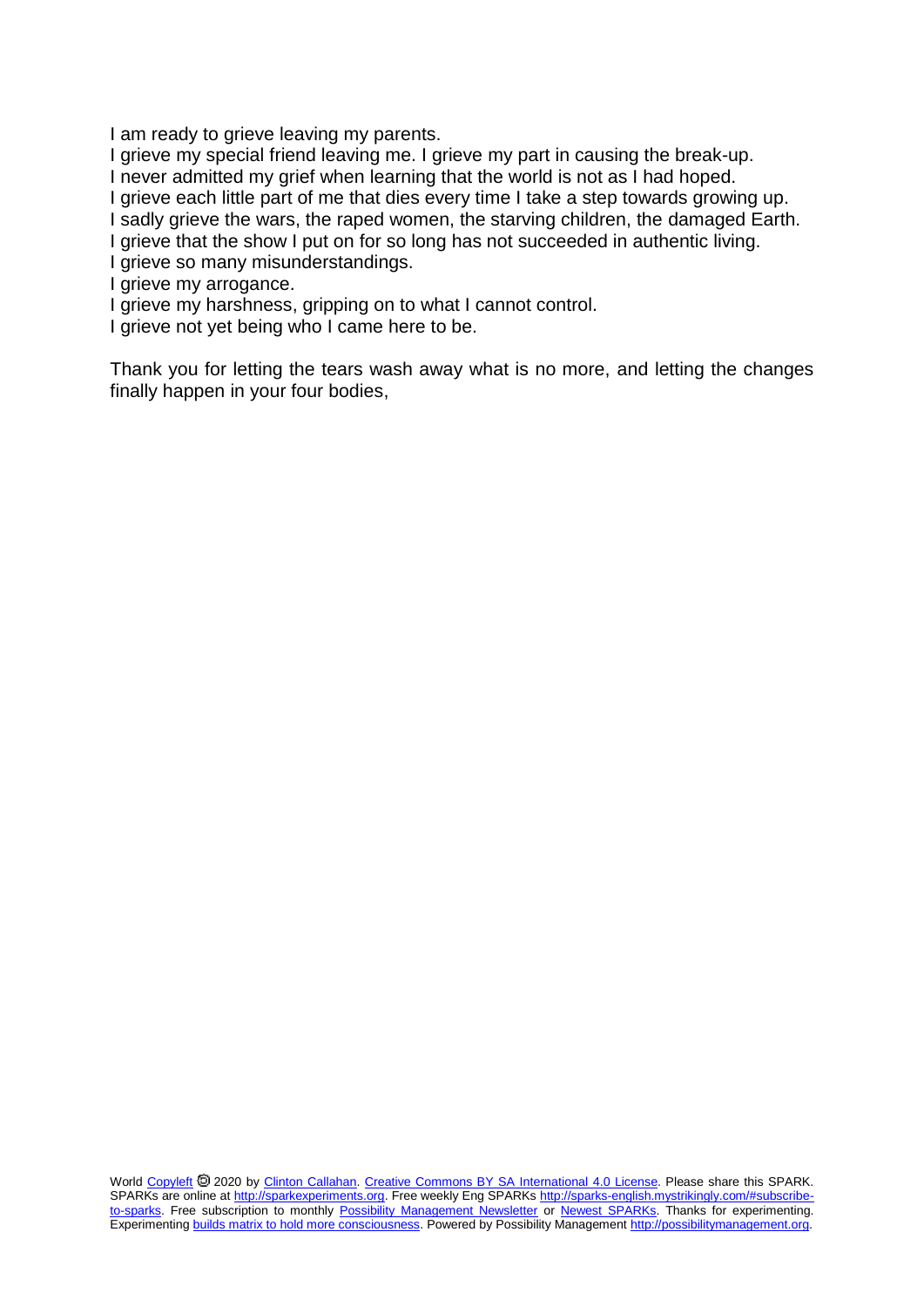I am ready to grieve leaving my parents.
I grieve my special friend leaving me. I grieve my part in causing the break-up.
I never admitted my grief when learning that the world is not as I had hoped.
I grieve each little part of me that dies every time I take a step towards growing up.
I sadly grieve the wars, the raped women, the starving children, the damaged Earth.
I grieve that the show I put on for so long has not succeeded in authentic living.
I grieve so many misunderstandings.
I grieve my arrogance.
I grieve my harshness, gripping on to what I cannot control.
I grieve not yet being who I came here to be.

Thank you for letting the tears wash away what is no more, and letting the changes finally happen in your four bodies,